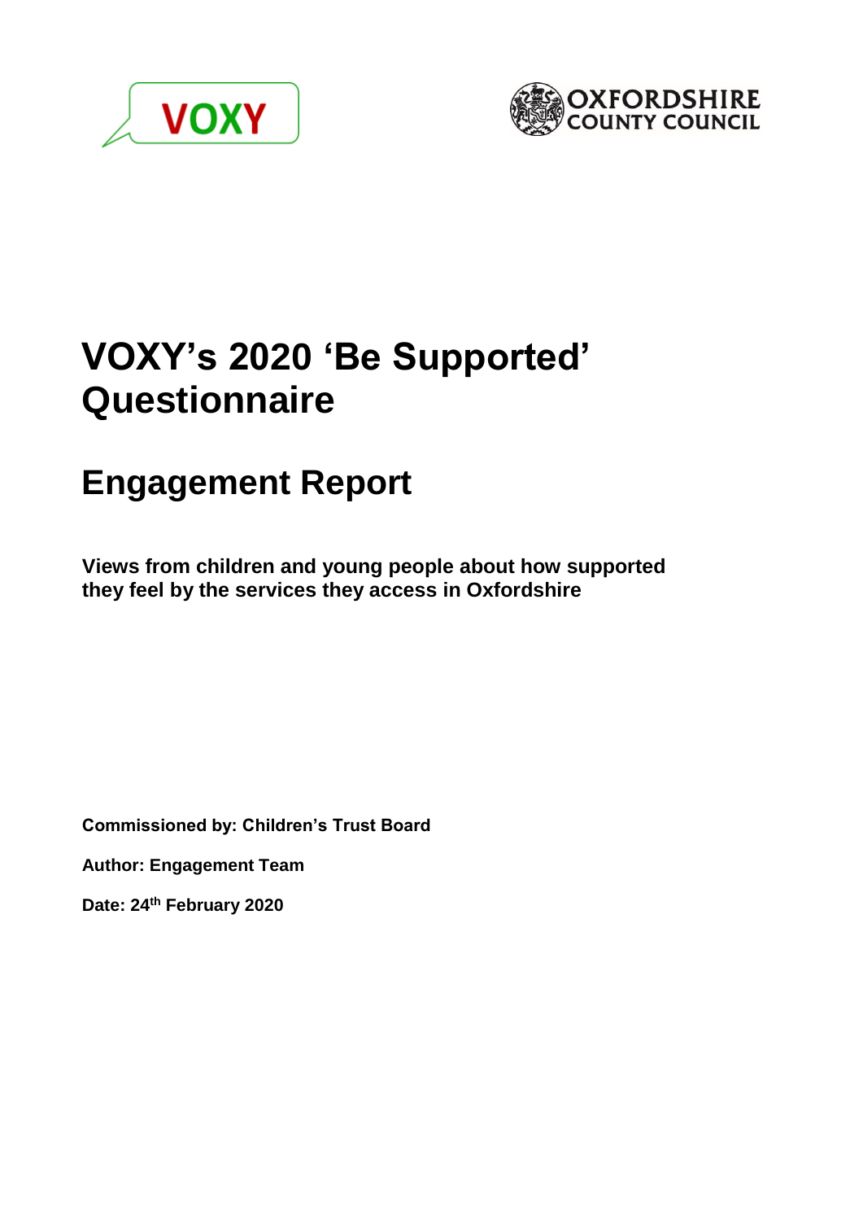VOXY

OXFORDSHIRE COUNTY COUNCIL

# VOXY's 2020 'Be Supported' Questionnaire

## Engagement Report

**Views from children and young people about how supported they feel by the services they access in Oxfordshire**

**Commissioned by: Children's Trust Board**

**Author: Engagement Team**

**Date: 24th February 2020**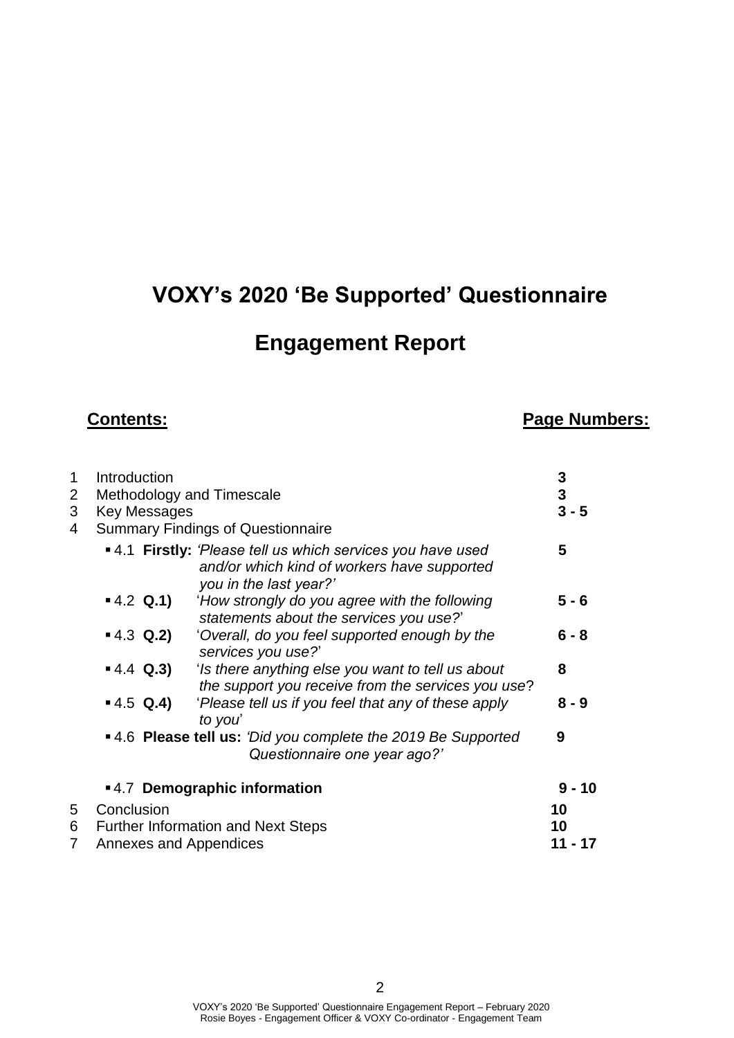# VOXY's 2020 'Be Supported' Questionnaire

## Engagement Report

| **Contents:** | | **Page Numbers:** |
|---|---|---|
| 1 | Introduction | **3** |
| 2 | Methodology and Timescale | **3** |
| 3 | Key Messages | **3 - 5** |
| 4 | Summary Findings of Questionnaire | |
| | ▪ 4.1 **Firstly:** *'Please tell us which services you have used and/or which kind of workers have supported you in the last year?'* | **5** |
| | ▪ 4.2 **Q.1)** '*How strongly do you agree with the following statements about the services you use?*' | **5 - 6** |
| | ▪ 4.3 **Q.2)** '*Overall, do you feel supported enough by the services you use?*' | **6 - 8** |
| | ▪ 4.4 **Q.3)** '*Is there anything else you want to tell us about the support you receive from the services you use*?' | **8** |
| | ▪ 4.5 **Q.4)** '*Please tell us if you feel that any of these apply to you*' | **8 - 9** |
| | ▪ 4.6 **Please tell us:** *'Did you complete the 2019 Be Supported Questionnaire one year ago?'* | **9** |
| | ▪ 4.7 **Demographic information** | **9 - 10** |
| 5 | Conclusion | **10** |
| 6 | Further Information and Next Steps | **10** |
| 7 | Annexes and Appendices | **11 - 17** |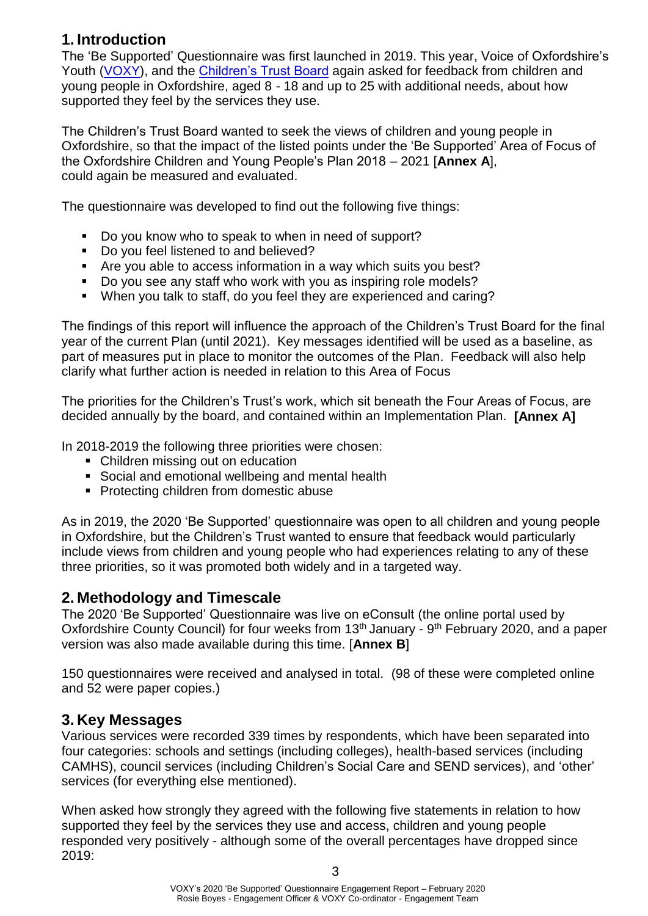## 1. Introduction

The 'Be Supported' Questionnaire was first launched in 2019. This year, Voice of Oxfordshire's Youth (VOXY), and the Children's Trust Board again asked for feedback from children and young people in Oxfordshire, aged 8 - 18 and up to 25 with additional needs, about how supported they feel by the services they use.

The Children's Trust Board wanted to seek the views of children and young people in Oxfordshire, so that the impact of the listed points under the 'Be Supported' Area of Focus of the Oxfordshire Children and Young People's Plan 2018 – 2021 [**Annex A**], could again be measured and evaluated.

The questionnaire was developed to find out the following five things:

- Do you know who to speak to when in need of support?
- Do you feel listened to and believed?
- Are you able to access information in a way which suits you best?
- Do you see any staff who work with you as inspiring role models?
- When you talk to staff, do you feel they are experienced and caring?

The findings of this report will influence the approach of the Children's Trust Board for the final year of the current Plan (until 2021). Key messages identified will be used as a baseline, as part of measures put in place to monitor the outcomes of the Plan. Feedback will also help clarify what further action is needed in relation to this Area of Focus

The priorities for the Children's Trust's work, which sit beneath the Four Areas of Focus, are decided annually by the board, and contained within an Implementation Plan. **[Annex A]**

In 2018-2019 the following three priorities were chosen:

- Children missing out on education
- Social and emotional wellbeing and mental health
- Protecting children from domestic abuse

As in 2019, the 2020 'Be Supported' questionnaire was open to all children and young people in Oxfordshire, but the Children's Trust wanted to ensure that feedback would particularly include views from children and young people who had experiences relating to any of these three priorities, so it was promoted both widely and in a targeted way.

## 2. Methodology and Timescale

The 2020 'Be Supported' Questionnaire was live on eConsult (the online portal used by Oxfordshire County Council) for four weeks from 13th January - 9th February 2020, and a paper version was also made available during this time. [**Annex B**]

150 questionnaires were received and analysed in total. (98 of these were completed online and 52 were paper copies.)

## 3. Key Messages

Various services were recorded 339 times by respondents, which have been separated into four categories: schools and settings (including colleges), health-based services (including CAMHS), council services (including Children's Social Care and SEND services), and 'other' services (for everything else mentioned).

When asked how strongly they agreed with the following five statements in relation to how supported they feel by the services they use and access, children and young people responded very positively - although some of the overall percentages have dropped since 2019: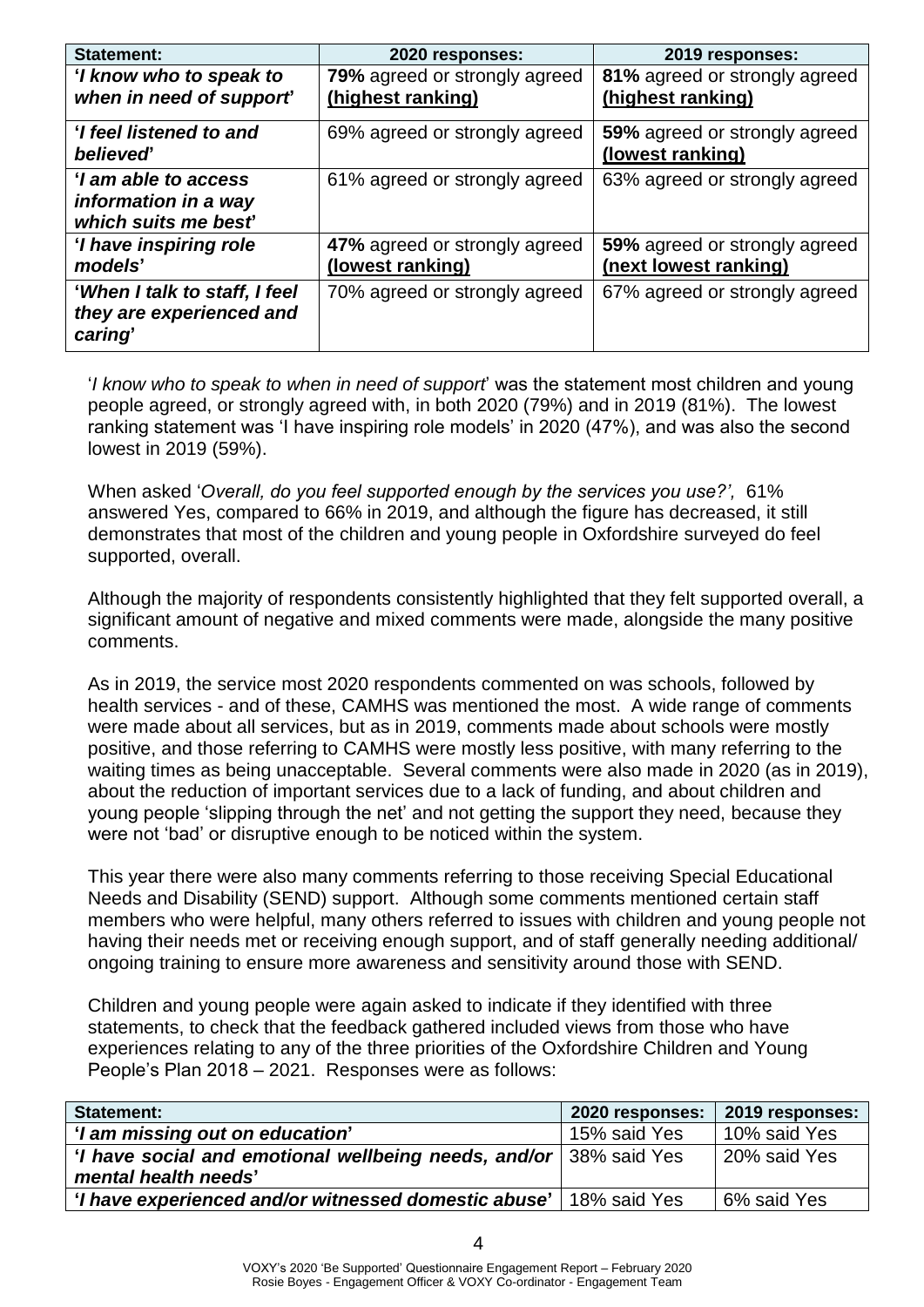| **Statement:** | **2020 responses:** | **2019 responses:** |
| --- | --- | --- |
| ***'I know who to speak to when in need of support'*** | **79%** agreed or strongly agreed **(highest ranking)** | **81%** agreed or strongly agreed **(highest ranking)** |
| ***'I feel listened to and believed'*** | 69% agreed or strongly agreed | **59%** agreed or strongly agreed **(lowest ranking)** |
| ***'I am able to access information in a way which suits me best'*** | 61% agreed or strongly agreed | 63% agreed or strongly agreed |
| ***'I have inspiring role models'*** | **47%** agreed or strongly agreed **(lowest ranking)** | **59%** agreed or strongly agreed **(next lowest ranking)** |
| ***'When I talk to staff, I feel they are experienced and caring'*** | 70% agreed or strongly agreed | 67% agreed or strongly agreed |

'*I know who to speak to when in need of support*' was the statement most children and young people agreed, or strongly agreed with, in both 2020 (79%) and in 2019 (81%). The lowest ranking statement was 'I have inspiring role models' in 2020 (47%), and was also the second lowest in 2019 (59%).

When asked '*Overall, do you feel supported enough by the services you use?',* 61% answered Yes, compared to 66% in 2019, and although the figure has decreased, it still demonstrates that most of the children and young people in Oxfordshire surveyed do feel supported, overall.

Although the majority of respondents consistently highlighted that they felt supported overall, a significant amount of negative and mixed comments were made, alongside the many positive comments.

As in 2019, the service most 2020 respondents commented on was schools, followed by health services - and of these, CAMHS was mentioned the most. A wide range of comments were made about all services, but as in 2019, comments made about schools were mostly positive, and those referring to CAMHS were mostly less positive, with many referring to the waiting times as being unacceptable. Several comments were also made in 2020 (as in 2019), about the reduction of important services due to a lack of funding, and about children and young people 'slipping through the net' and not getting the support they need, because they were not 'bad' or disruptive enough to be noticed within the system.

This year there were also many comments referring to those receiving Special Educational Needs and Disability (SEND) support. Although some comments mentioned certain staff members who were helpful, many others referred to issues with children and young people not having their needs met or receiving enough support, and of staff generally needing additional/ ongoing training to ensure more awareness and sensitivity around those with SEND.

Children and young people were again asked to indicate if they identified with three statements, to check that the feedback gathered included views from those who have experiences relating to any of the three priorities of the Oxfordshire Children and Young People's Plan 2018 – 2021. Responses were as follows:

| **Statement:** | **2020 responses:** | **2019 responses:** |
| --- | --- | --- |
| ***'I am missing out on education'*** | 15% said Yes | 10% said Yes |
| ***'I have social and emotional wellbeing needs, and/or mental health needs'*** | 38% said Yes | 20% said Yes |
| ***'I have experienced and/or witnessed domestic abuse'*** | 18% said Yes | 6% said Yes |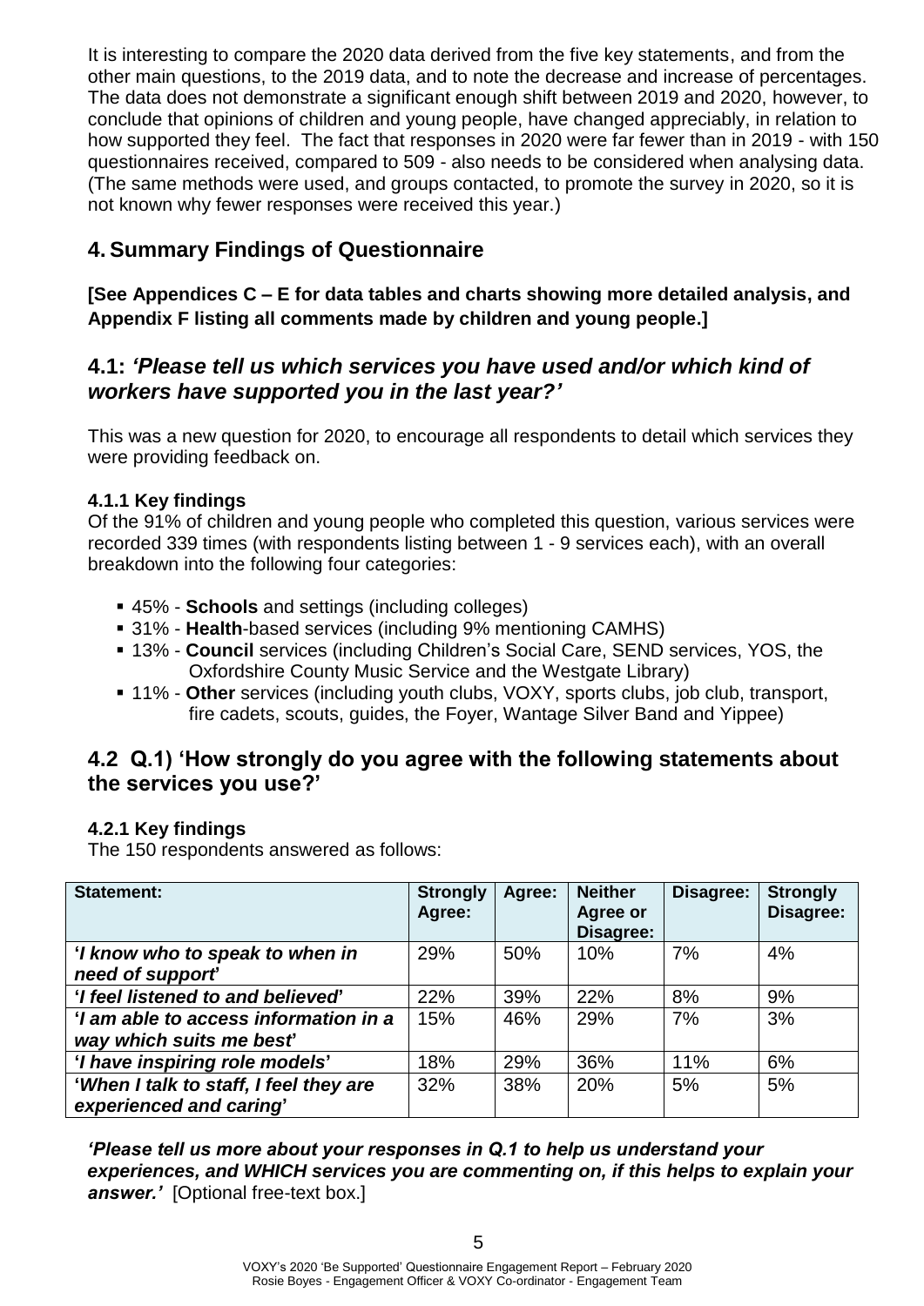It is interesting to compare the 2020 data derived from the five key statements, and from the other main questions, to the 2019 data, and to note the decrease and increase of percentages. The data does not demonstrate a significant enough shift between 2019 and 2020, however, to conclude that opinions of children and young people, have changed appreciably, in relation to how supported they feel. The fact that responses in 2020 were far fewer than in 2019 - with 150 questionnaires received, compared to 509 - also needs to be considered when analysing data. (The same methods were used, and groups contacted, to promote the survey in 2020, so it is not known why fewer responses were received this year.)

## 4. Summary Findings of Questionnaire

**[See Appendices C – E for data tables and charts showing more detailed analysis, and Appendix F listing all comments made by children and young people.]**

## 4.1: *'Please tell us which services you have used and/or which kind of workers have supported you in the last year?'*

This was a new question for 2020, to encourage all respondents to detail which services they were providing feedback on.

### 4.1.1 Key findings

Of the 91% of children and young people who completed this question, various services were recorded 339 times (with respondents listing between 1 - 9 services each), with an overall breakdown into the following four categories:

- 45% - **Schools** and settings (including colleges)
- 31% - **Health**-based services (including 9% mentioning CAMHS)
- 13% - **Council** services (including Children's Social Care, SEND services, YOS, the Oxfordshire County Music Service and the Westgate Library)
- 11% - **Other** services (including youth clubs, VOXY, sports clubs, job club, transport, fire cadets, scouts, guides, the Foyer, Wantage Silver Band and Yippee)

## 4.2 Q.1) 'How strongly do you agree with the following statements about the services you use?'

### 4.2.1 Key findings

The 150 respondents answered as follows:

| Statement: | Strongly Agree: | Agree: | Neither Agree or Disagree: | Disagree: | Strongly Disagree: |
|---|---|---|---|---|---|
| ***'I know who to speak to when in need of support'*** | 29% | 50% | 10% | 7% | 4% |
| ***'I feel listened to and believed'*** | 22% | 39% | 22% | 8% | 9% |
| ***'I am able to access information in a way which suits me best'*** | 15% | 46% | 29% | 7% | 3% |
| ***'I have inspiring role models'*** | 18% | 29% | 36% | 11% | 6% |
| ***'When I talk to staff, I feel they are experienced and caring'*** | 32% | 38% | 20% | 5% | 5% |

***'Please tell us more about your responses in Q.1 to help us understand your experiences, and WHICH services you are commenting on, if this helps to explain your answer.'*** [Optional free-text box.]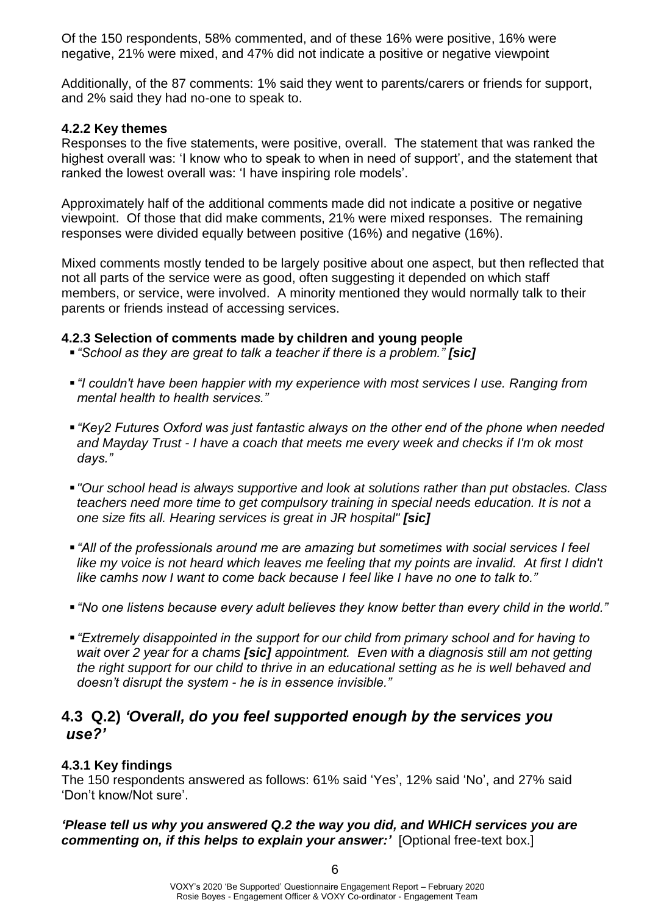Of the 150 respondents, 58% commented, and of these 16% were positive, 16% were negative, 21% were mixed, and 47% did not indicate a positive or negative viewpoint

Additionally, of the 87 comments: 1% said they went to parents/carers or friends for support, and 2% said they had no-one to speak to.

#### 4.2.2 Key themes

Responses to the five statements, were positive, overall. The statement that was ranked the highest overall was: 'I know who to speak to when in need of support', and the statement that ranked the lowest overall was: 'I have inspiring role models'.

Approximately half of the additional comments made did not indicate a positive or negative viewpoint. Of those that did make comments, 21% were mixed responses. The remaining responses were divided equally between positive (16%) and negative (16%).

Mixed comments mostly tended to be largely positive about one aspect, but then reflected that not all parts of the service were as good, often suggesting it depended on which staff members, or service, were involved. A minority mentioned they would normally talk to their parents or friends instead of accessing services.

#### 4.2.3 Selection of comments made by children and young people

- *"School as they are great to talk a teacher if there is a problem."* ***[sic]***
- *"I couldn't have been happier with my experience with most services I use. Ranging from mental health to health services."*
- *"Key2 Futures Oxford was just fantastic always on the other end of the phone when needed and Mayday Trust - I have a coach that meets me every week and checks if I'm ok most days."*
- *"Our school head is always supportive and look at solutions rather than put obstacles. Class teachers need more time to get compulsory training in special needs education. It is not a one size fits all. Hearing services is great in JR hospital"* ***[sic]***
- *"All of the professionals around me are amazing but sometimes with social services I feel like my voice is not heard which leaves me feeling that my points are invalid. At first I didn't like camhs now I want to come back because I feel like I have no one to talk to."*
- *"No one listens because every adult believes they know better than every child in the world."*
- *"Extremely disappointed in the support for our child from primary school and for having to wait over 2 year for a chams* ***[sic]*** *appointment. Even with a diagnosis still am not getting the right support for our child to thrive in an educational setting as he is well behaved and doesn't disrupt the system - he is in essence invisible."*

### 4.3 Q.2) *'Overall, do you feel supported enough by the services you use?'*

#### 4.3.1 Key findings

The 150 respondents answered as follows: 61% said 'Yes', 12% said 'No', and 27% said 'Don't know/Not sure'.

***'Please tell us why you answered Q.2 the way you did, and WHICH services you are commenting on, if this helps to explain your answer:'*** [Optional free-text box.]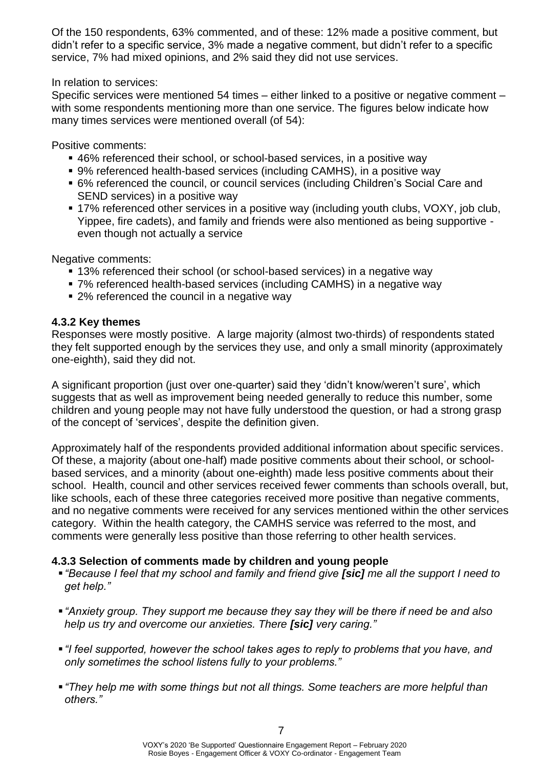Of the 150 respondents, 63% commented, and of these: 12% made a positive comment, but didn't refer to a specific service, 3% made a negative comment, but didn't refer to a specific service, 7% had mixed opinions, and 2% said they did not use services.

In relation to services:
Specific services were mentioned 54 times – either linked to a positive or negative comment – with some respondents mentioning more than one service. The figures below indicate how many times services were mentioned overall (of 54):

Positive comments:

- 46% referenced their school, or school-based services, in a positive way
- 9% referenced health-based services (including CAMHS), in a positive way
- 6% referenced the council, or council services (including Children's Social Care and SEND services) in a positive way
- 17% referenced other services in a positive way (including youth clubs, VOXY, job club, Yippee, fire cadets), and family and friends were also mentioned as being supportive - even though not actually a service

Negative comments:

- 13% referenced their school (or school-based services) in a negative way
- 7% referenced health-based services (including CAMHS) in a negative way
- 2% referenced the council in a negative way

### 4.3.2 Key themes

Responses were mostly positive. A large majority (almost two-thirds) of respondents stated they felt supported enough by the services they use, and only a small minority (approximately one-eighth), said they did not.

A significant proportion (just over one-quarter) said they 'didn't know/weren't sure', which suggests that as well as improvement being needed generally to reduce this number, some children and young people may not have fully understood the question, or had a strong grasp of the concept of 'services', despite the definition given.

Approximately half of the respondents provided additional information about specific services. Of these, a majority (about one-half) made positive comments about their school, or school-based services, and a minority (about one-eighth) made less positive comments about their school. Health, council and other services received fewer comments than schools overall, but, like schools, each of these three categories received more positive than negative comments, and no negative comments were received for any services mentioned within the other services category. Within the health category, the CAMHS service was referred to the most, and comments were generally less positive than those referring to other health services.

### 4.3.3 Selection of comments made by children and young people

- *"Because I feel that my school and family and friend give* ***[sic]*** *me all the support I need to get help."*
- *"Anxiety group. They support me because they say they will be there if need be and also help us try and overcome our anxieties. There* ***[sic]*** *very caring."*
- *"I feel supported, however the school takes ages to reply to problems that you have, and only sometimes the school listens fully to your problems."*
- *"They help me with some things but not all things. Some teachers are more helpful than others."*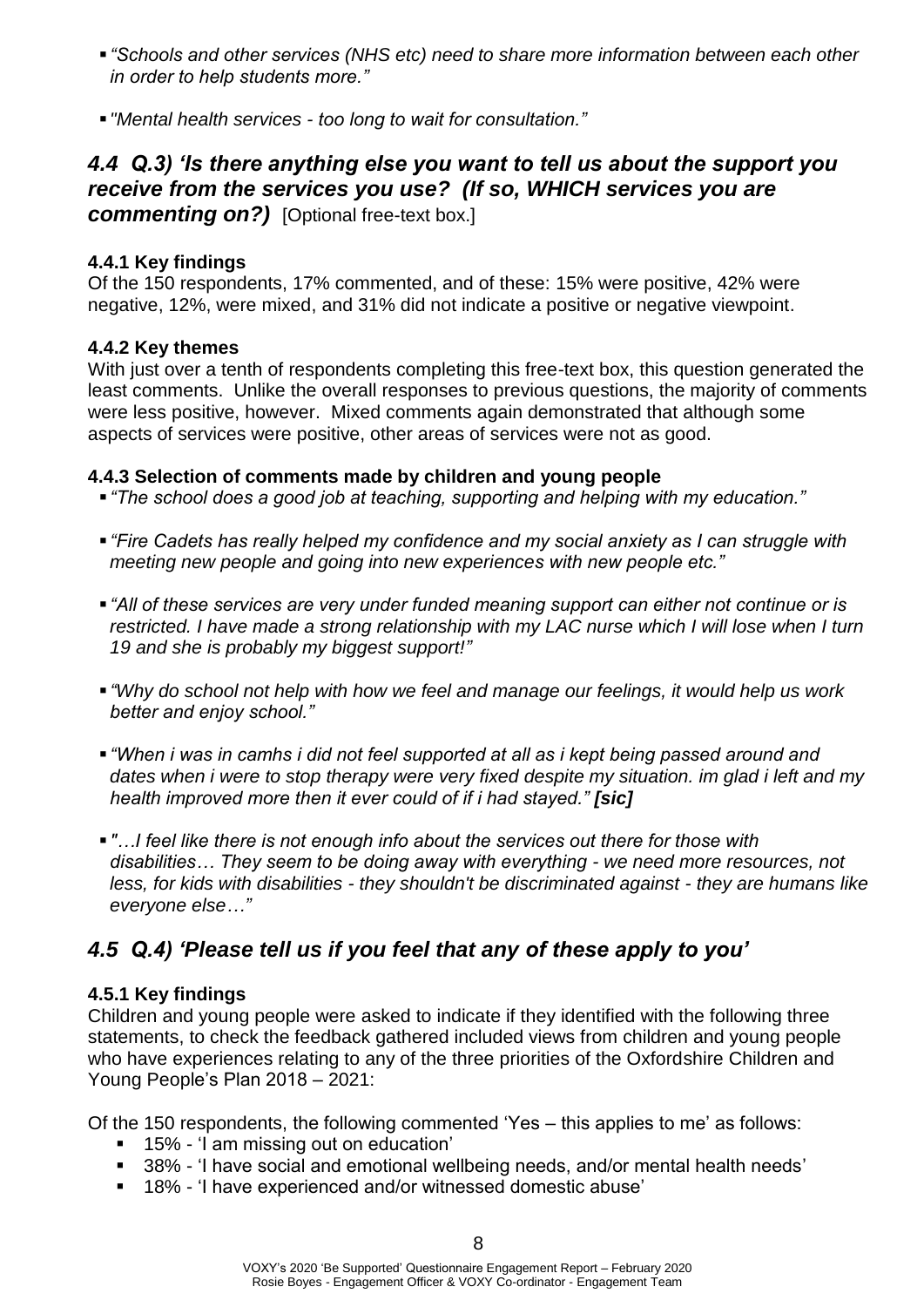- *"Schools and other services (NHS etc) need to share more information between each other in order to help students more."*
- *"Mental health services - too long to wait for consultation."*

## *4.4 Q.3) 'Is there anything else you want to tell us about the support you receive from the services you use? (If so, WHICH services you are commenting on?)* [Optional free-text box.]

### 4.4.1 Key findings

Of the 150 respondents, 17% commented, and of these: 15% were positive, 42% were negative, 12%, were mixed, and 31% did not indicate a positive or negative viewpoint.

### 4.4.2 Key themes

With just over a tenth of respondents completing this free-text box, this question generated the least comments. Unlike the overall responses to previous questions, the majority of comments were less positive, however. Mixed comments again demonstrated that although some aspects of services were positive, other areas of services were not as good.

### 4.4.3 Selection of comments made by children and young people

- *"The school does a good job at teaching, supporting and helping with my education."*
- *"Fire Cadets has really helped my confidence and my social anxiety as I can struggle with meeting new people and going into new experiences with new people etc."*
- *"All of these services are very under funded meaning support can either not continue or is restricted. I have made a strong relationship with my LAC nurse which I will lose when I turn 19 and she is probably my biggest support!"*
- *"Why do school not help with how we feel and manage our feelings, it would help us work better and enjoy school."*
- *"When i was in camhs i did not feel supported at all as i kept being passed around and dates when i were to stop therapy were very fixed despite my situation. im glad i left and my health improved more then it ever could of if i had stayed."* ***[sic]***
- *"…I feel like there is not enough info about the services out there for those with disabilities… They seem to be doing away with everything - we need more resources, not less, for kids with disabilities - they shouldn't be discriminated against - they are humans like everyone else…"*

## *4.5 Q.4) 'Please tell us if you feel that any of these apply to you'*

### 4.5.1 Key findings

Children and young people were asked to indicate if they identified with the following three statements, to check the feedback gathered included views from children and young people who have experiences relating to any of the three priorities of the Oxfordshire Children and Young People's Plan 2018 – 2021:

Of the 150 respondents, the following commented 'Yes – this applies to me' as follows:

- 15% - 'I am missing out on education'
- 38% - 'I have social and emotional wellbeing needs, and/or mental health needs'
- 18% - 'I have experienced and/or witnessed domestic abuse'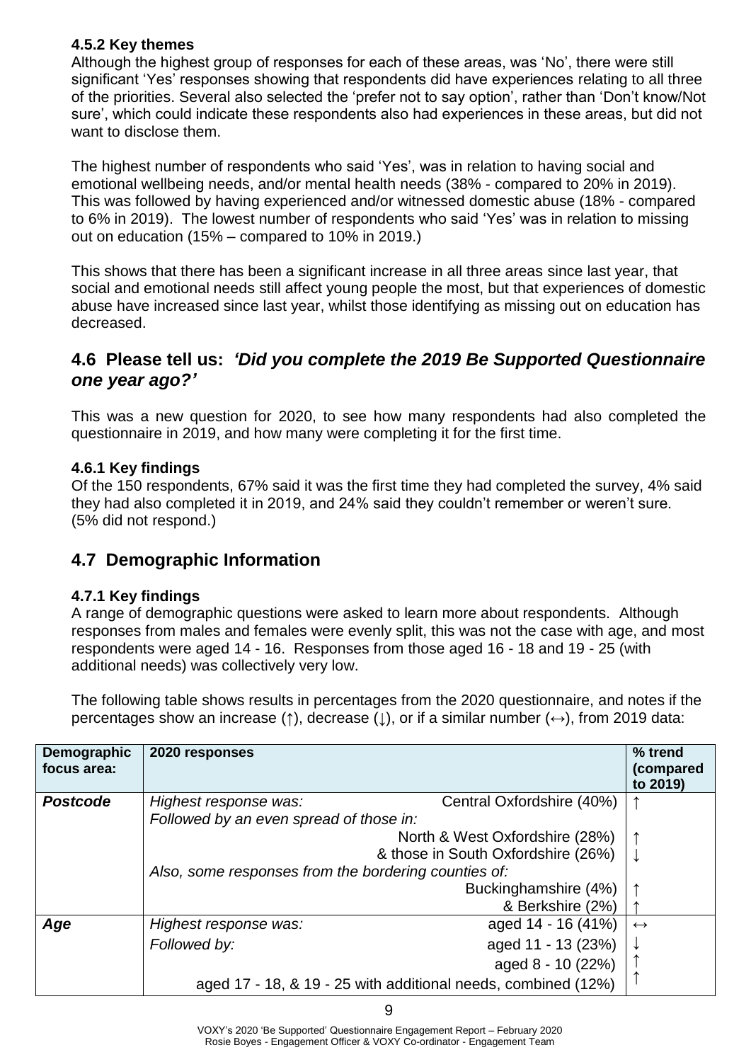**4.5.2 Key themes**

Although the highest group of responses for each of these areas, was 'No', there were still significant 'Yes' responses showing that respondents did have experiences relating to all three of the priorities. Several also selected the 'prefer not to say option', rather than 'Don't know/Not sure', which could indicate these respondents also had experiences in these areas, but did not want to disclose them.

The highest number of respondents who said 'Yes', was in relation to having social and emotional wellbeing needs, and/or mental health needs (38% - compared to 20% in 2019). This was followed by having experienced and/or witnessed domestic abuse (18% - compared to 6% in 2019). The lowest number of respondents who said 'Yes' was in relation to missing out on education (15% – compared to 10% in 2019.)

This shows that there has been a significant increase in all three areas since last year, that social and emotional needs still affect young people the most, but that experiences of domestic abuse have increased since last year, whilst those identifying as missing out on education has decreased.

## 4.6 Please tell us: *'Did you complete the 2019 Be Supported Questionnaire one year ago?'*

This was a new question for 2020, to see how many respondents had also completed the questionnaire in 2019, and how many were completing it for the first time.

**4.6.1 Key findings**

Of the 150 respondents, 67% said it was the first time they had completed the survey, 4% said they had also completed it in 2019, and 24% said they couldn't remember or weren't sure. (5% did not respond.)

## 4.7 Demographic Information

**4.7.1 Key findings**

A range of demographic questions were asked to learn more about respondents. Although responses from males and females were evenly split, this was not the case with age, and most respondents were aged 14 - 16. Responses from those aged 16 - 18 and 19 - 25 (with additional needs) was collectively very low.

The following table shows results in percentages from the 2020 questionnaire, and notes if the percentages show an increase (↑), decrease (↓), or if a similar number (↔), from 2019 data:

| Demographic focus area: | 2020 responses | | % trend (compared to 2019) |
|---|---|---|---|
| ***Postcode*** | *Highest response was:* | Central Oxfordshire (40%) | ↑ |
| | *Followed by an even spread of those in:* | | |
| | | North & West Oxfordshire (28%) | ↑ |
| | | & those in South Oxfordshire (26%) | ↓ |
| | *Also, some responses from the bordering counties of:* | | |
| | | Buckinghamshire (4%) | ↑ |
| | | & Berkshire (2%) | ↑ |
| ***Age*** | *Highest response was:* | aged 14 - 16 (41%) | ↔ |
| | *Followed by:* | aged 11 - 13 (23%) | ↓ |
| | | aged 8 - 10 (22%) | ↑ |
| | | aged 17 - 18, & 19 - 25 with additional needs, combined (12%) | ↑ |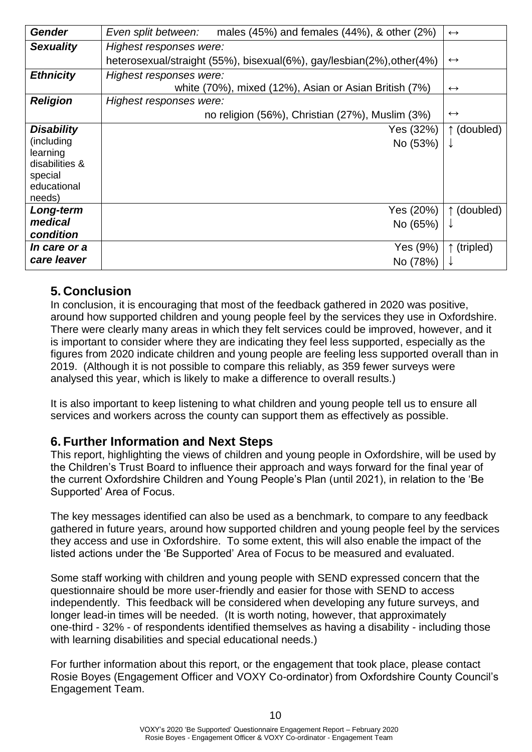| *Gender* | *Even split between:* males (45%) and females (44%), & other (2%) | ↔ |
|---|---|---|
| *Sexuality* | *Highest responses were:* heterosexual/straight (55%), bisexual(6%), gay/lesbian(2%),other(4%) | ↔ |
| *Ethnicity* | *Highest responses were:* white (70%), mixed (12%), Asian or Asian British (7%) | ↔ |
| *Religion* | *Highest responses were:* no religion (56%), Christian (27%), Muslim (3%) | ↔ |
| *Disability* (including learning disabilities & special educational needs) | Yes (32%)<br>No (53%) | ↑ (doubled)<br>↓ |
| *Long-term medical condition* | Yes (20%)<br>No (65%) | ↑ (doubled)<br>↓ |
| *In care or a care leaver* | Yes (9%)<br>No (78%) | ↑ (tripled)<br>↓ |

## 5. Conclusion

In conclusion, it is encouraging that most of the feedback gathered in 2020 was positive, around how supported children and young people feel by the services they use in Oxfordshire. There were clearly many areas in which they felt services could be improved, however, and it is important to consider where they are indicating they feel less supported, especially as the figures from 2020 indicate children and young people are feeling less supported overall than in 2019. (Although it is not possible to compare this reliably, as 359 fewer surveys were analysed this year, which is likely to make a difference to overall results.)

It is also important to keep listening to what children and young people tell us to ensure all services and workers across the county can support them as effectively as possible.

## 6. Further Information and Next Steps

This report, highlighting the views of children and young people in Oxfordshire, will be used by the Children's Trust Board to influence their approach and ways forward for the final year of the current Oxfordshire Children and Young People's Plan (until 2021), in relation to the 'Be Supported' Area of Focus.

The key messages identified can also be used as a benchmark, to compare to any feedback gathered in future years, around how supported children and young people feel by the services they access and use in Oxfordshire. To some extent, this will also enable the impact of the listed actions under the 'Be Supported' Area of Focus to be measured and evaluated.

Some staff working with children and young people with SEND expressed concern that the questionnaire should be more user-friendly and easier for those with SEND to access independently. This feedback will be considered when developing any future surveys, and longer lead-in times will be needed. (It is worth noting, however, that approximately one-third - 32% - of respondents identified themselves as having a disability - including those with learning disabilities and special educational needs.)

For further information about this report, or the engagement that took place, please contact Rosie Boyes (Engagement Officer and VOXY Co-ordinator) from Oxfordshire County Council's Engagement Team.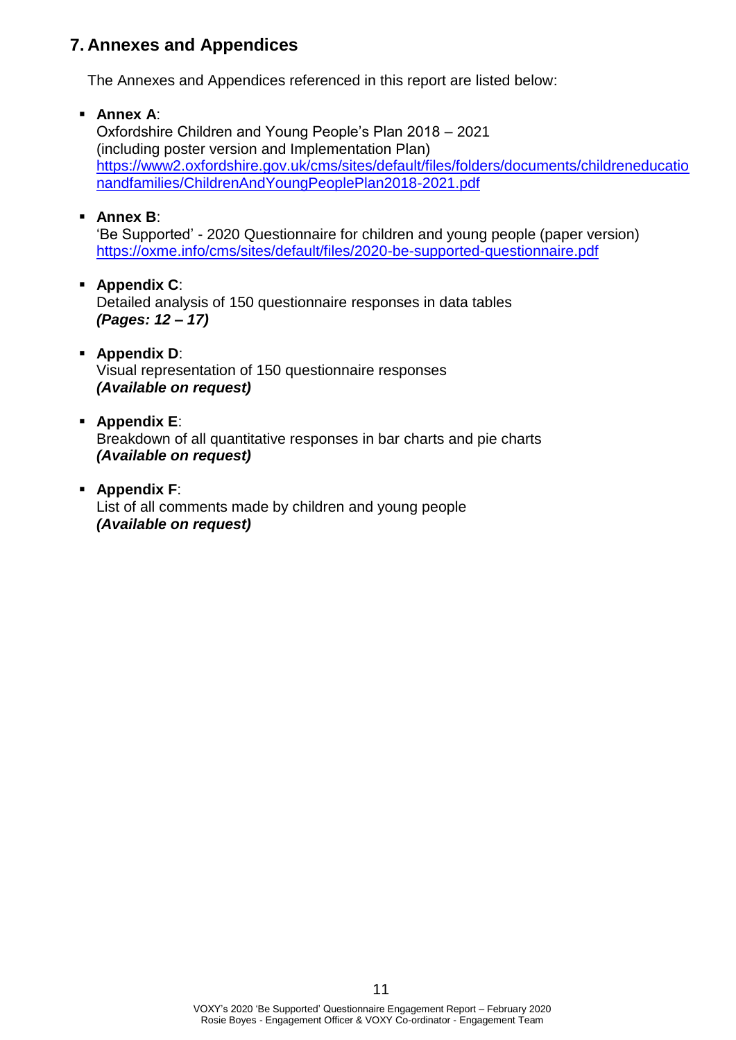## 7. Annexes and Appendices

The Annexes and Appendices referenced in this report are listed below:

- **Annex A**:
  Oxfordshire Children and Young People's Plan 2018 – 2021
  (including poster version and Implementation Plan)
  https://www2.oxfordshire.gov.uk/cms/sites/default/files/folders/documents/childreneducationandfamilies/ChildrenAndYoungPeoplePlan2018-2021.pdf

- **Annex B**:
  'Be Supported' - 2020 Questionnaire for children and young people (paper version)
  https://oxme.info/cms/sites/default/files/2020-be-supported-questionnaire.pdf

- **Appendix C**:
  Detailed analysis of 150 questionnaire responses in data tables
  ***(Pages: 12 – 17)***

- **Appendix D**:
  Visual representation of 150 questionnaire responses
  ***(Available on request)***

- **Appendix E**:
  Breakdown of all quantitative responses in bar charts and pie charts
  ***(Available on request)***

- **Appendix F**:
  List of all comments made by children and young people
  ***(Available on request)***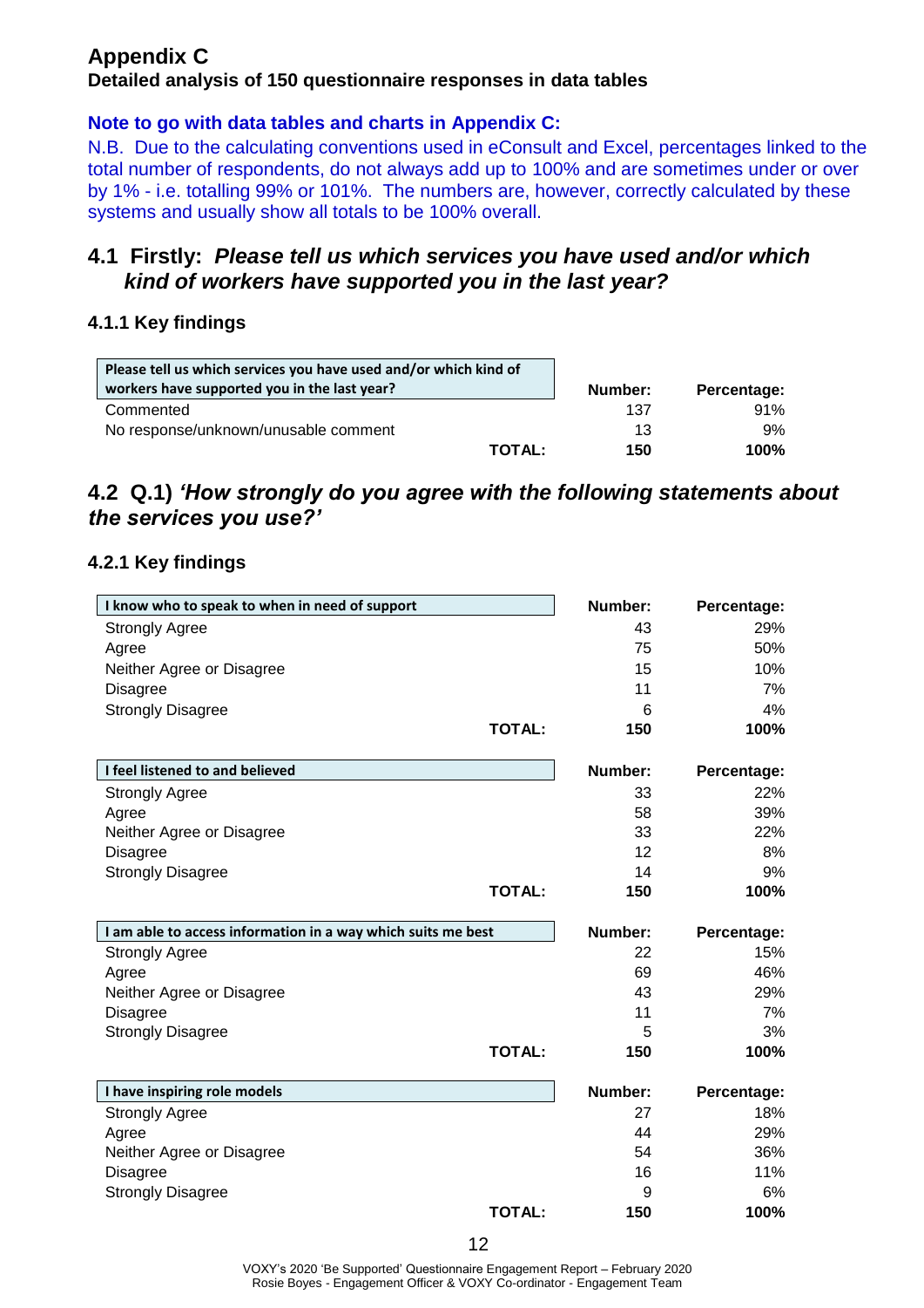## Appendix C

**Detailed analysis of 150 questionnaire responses in data tables**

**Note to go with data tables and charts in Appendix C:**

N.B. Due to the calculating conventions used in eConsult and Excel, percentages linked to the total number of respondents, do not always add up to 100% and are sometimes under or over by 1% - i.e. totalling 99% or 101%. The numbers are, however, correctly calculated by these systems and usually show all totals to be 100% overall.

## 4.1 Firstly: *Please tell us which services you have used and/or which kind of workers have supported you in the last year?*

### 4.1.1 Key findings

| Please tell us which services you have used and/or which kind of workers have supported you in the last year? | Number: | Percentage: |
|---|---|---|
| Commented | 137 | 91% |
| No response/unknown/unusable comment | 13 | 9% |
| **TOTAL:** | **150** | **100%** |

## 4.2 Q.1) *'How strongly do you agree with the following statements about the services you use?'*

### 4.2.1 Key findings

| I know who to speak to when in need of support | Number: | Percentage: |
|---|---|---|
| Strongly Agree | 43 | 29% |
| Agree | 75 | 50% |
| Neither Agree or Disagree | 15 | 10% |
| Disagree | 11 | 7% |
| Strongly Disagree | 6 | 4% |
| **TOTAL:** | **150** | **100%** |

| I feel listened to and believed | Number: | Percentage: |
|---|---|---|
| Strongly Agree | 33 | 22% |
| Agree | 58 | 39% |
| Neither Agree or Disagree | 33 | 22% |
| Disagree | 12 | 8% |
| Strongly Disagree | 14 | 9% |
| **TOTAL:** | **150** | **100%** |

| I am able to access information in a way which suits me best | Number: | Percentage: |
|---|---|---|
| Strongly Agree | 22 | 15% |
| Agree | 69 | 46% |
| Neither Agree or Disagree | 43 | 29% |
| Disagree | 11 | 7% |
| Strongly Disagree | 5 | 3% |
| **TOTAL:** | **150** | **100%** |

| I have inspiring role models | Number: | Percentage: |
|---|---|---|
| Strongly Agree | 27 | 18% |
| Agree | 44 | 29% |
| Neither Agree or Disagree | 54 | 36% |
| Disagree | 16 | 11% |
| Strongly Disagree | 9 | 6% |
| **TOTAL:** | **150** | **100%** |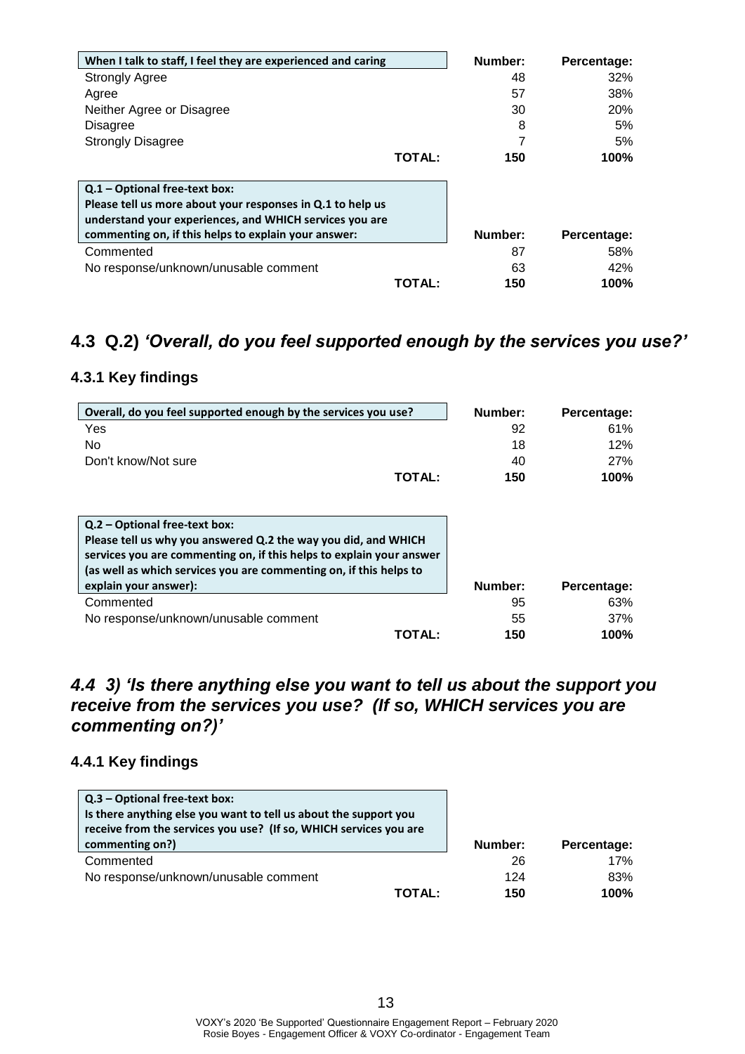| When I talk to staff, I feel they are experienced and caring | Number: | Percentage: |
|---|---|---|
| Strongly Agree | 48 | 32% |
| Agree | 57 | 38% |
| Neither Agree or Disagree | 30 | 20% |
| Disagree | 8 | 5% |
| Strongly Disagree | 7 | 5% |
| **TOTAL:** | **150** | **100%** |

| Q.1 – Optional free-text box: Please tell us more about your responses in Q.1 to help us understand your experiences, and WHICH services you are commenting on, if this helps to explain your answer: | Number: | Percentage: |
|---|---|---|
| Commented | 87 | 58% |
| No response/unknown/unusable comment | 63 | 42% |
| **TOTAL:** | **150** | **100%** |

## 4.3 Q.2) *'Overall, do you feel supported enough by the services you use?'*

### 4.3.1 Key findings

| Overall, do you feel supported enough by the services you use? | Number: | Percentage: |
|---|---|---|
| Yes | 92 | 61% |
| No | 18 | 12% |
| Don't know/Not sure | 40 | 27% |
| **TOTAL:** | **150** | **100%** |

| Q.2 – Optional free-text box: Please tell us why you answered Q.2 the way you did, and WHICH services you are commenting on, if this helps to explain your answer (as well as which services you are commenting on, if this helps to explain your answer): | Number: | Percentage: |
|---|---|---|
| Commented | 95 | 63% |
| No response/unknown/unusable comment | 55 | 37% |
| **TOTAL:** | **150** | **100%** |

## *4.4 3) 'Is there anything else you want to tell us about the support you receive from the services you use? (If so, WHICH services you are commenting on?)'*

### 4.4.1 Key findings

| Q.3 – Optional free-text box: Is there anything else you want to tell us about the support you receive from the services you use? (If so, WHICH services you are commenting on?) | Number: | Percentage: |
|---|---|---|
| Commented | 26 | 17% |
| No response/unknown/unusable comment | 124 | 83% |
| **TOTAL:** | **150** | **100%** |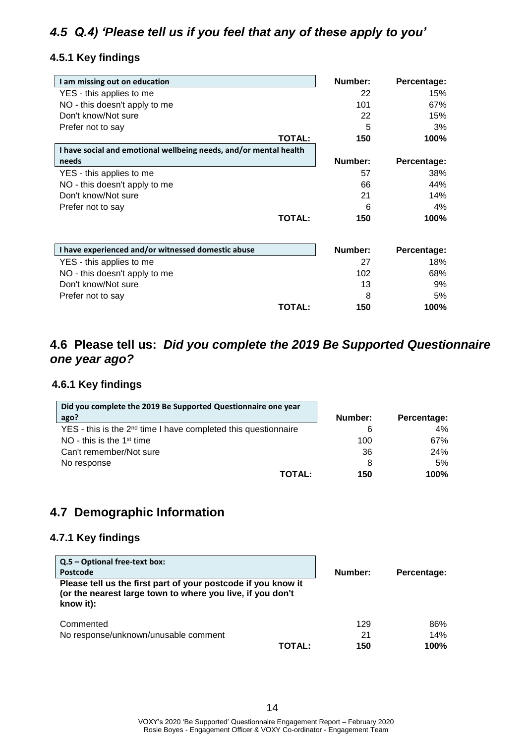## *4.5 Q.4) 'Please tell us if you feel that any of these apply to you'*

### 4.5.1 Key findings

| I am missing out on education | Number: | Percentage: |
|---|---|---|
| YES - this applies to me | 22 | 15% |
| NO - this doesn't apply to me | 101 | 67% |
| Don't know/Not sure | 22 | 15% |
| Prefer not to say | 5 | 3% |
| **TOTAL:** | **150** | **100%** |

| I have social and emotional wellbeing needs, and/or mental health needs | Number: | Percentage: |
|---|---|---|
| YES - this applies to me | 57 | 38% |
| NO - this doesn't apply to me | 66 | 44% |
| Don't know/Not sure | 21 | 14% |
| Prefer not to say | 6 | 4% |
| **TOTAL:** | **150** | **100%** |

| I have experienced and/or witnessed domestic abuse | Number: | Percentage: |
|---|---|---|
| YES - this applies to me | 27 | 18% |
| NO - this doesn't apply to me | 102 | 68% |
| Don't know/Not sure | 13 | 9% |
| Prefer not to say | 8 | 5% |
| **TOTAL:** | **150** | **100%** |

## 4.6 Please tell us: *Did you complete the 2019 Be Supported Questionnaire one year ago?*

### 4.6.1 Key findings

| Did you complete the 2019 Be Supported Questionnaire one year ago? | Number: | Percentage: |
|---|---|---|
| YES - this is the 2nd time I have completed this questionnaire | 6 | 4% |
| NO - this is the 1st time | 100 | 67% |
| Can't remember/Not sure | 36 | 24% |
| No response | 8 | 5% |
| **TOTAL:** | **150** | **100%** |

## 4.7 Demographic Information

### 4.7.1 Key findings

| Q.5 – Optional free-text box: Postcode **Please tell us the first part of your postcode if you know it (or the nearest large town to where you live, if you don't know it):** | Number: | Percentage: |
|---|---|---|
| Commented | 129 | 86% |
| No response/unknown/unusable comment | 21 | 14% |
| **TOTAL:** | **150** | **100%** |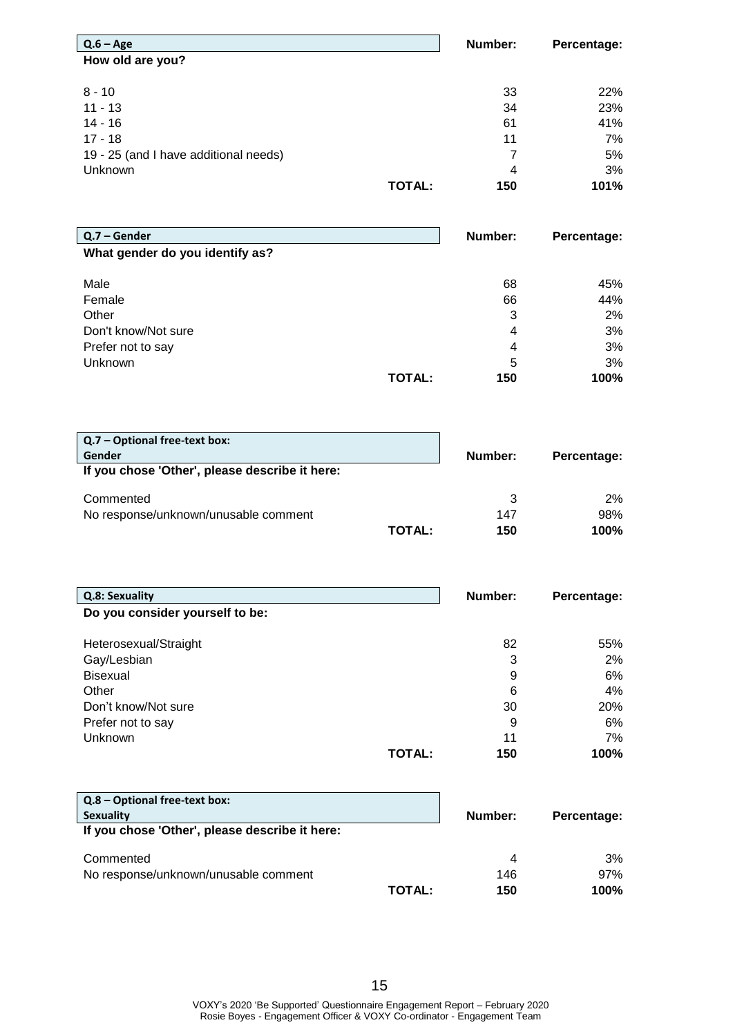| Q.6 – Age | Number: | Percentage: |
| --- | --- | --- |
| **How old are you?** | | |
| 8 - 10 | 33 | 22% |
| 11 - 13 | 34 | 23% |
| 14 - 16 | 61 | 41% |
| 17 - 18 | 11 | 7% |
| 19 - 25 (and I have additional needs) | 7 | 5% |
| Unknown | 4 | 3% |
| **TOTAL:** | **150** | **101%** |

| Q.7 – Gender | Number: | Percentage: |
| --- | --- | --- |
| **What gender do you identify as?** | | |
| Male | 68 | 45% |
| Female | 66 | 44% |
| Other | 3 | 2% |
| Don't know/Not sure | 4 | 3% |
| Prefer not to say | 4 | 3% |
| Unknown | 5 | 3% |
| **TOTAL:** | **150** | **100%** |

| Q.7 – Optional free-text box: Gender | Number: | Percentage: |
| --- | --- | --- |
| **If you chose 'Other', please describe it here:** | | |
| Commented | 3 | 2% |
| No response/unknown/unusable comment | 147 | 98% |
| **TOTAL:** | **150** | **100%** |

| Q.8: Sexuality | Number: | Percentage: |
| --- | --- | --- |
| **Do you consider yourself to be:** | | |
| Heterosexual/Straight | 82 | 55% |
| Gay/Lesbian | 3 | 2% |
| Bisexual | 9 | 6% |
| Other | 6 | 4% |
| Don't know/Not sure | 30 | 20% |
| Prefer not to say | 9 | 6% |
| Unknown | 11 | 7% |
| **TOTAL:** | **150** | **100%** |

| Q.8 – Optional free-text box: Sexuality | Number: | Percentage: |
| --- | --- | --- |
| **If you chose 'Other', please describe it here:** | | |
| Commented | 4 | 3% |
| No response/unknown/unusable comment | 146 | 97% |
| **TOTAL:** | **150** | **100%** |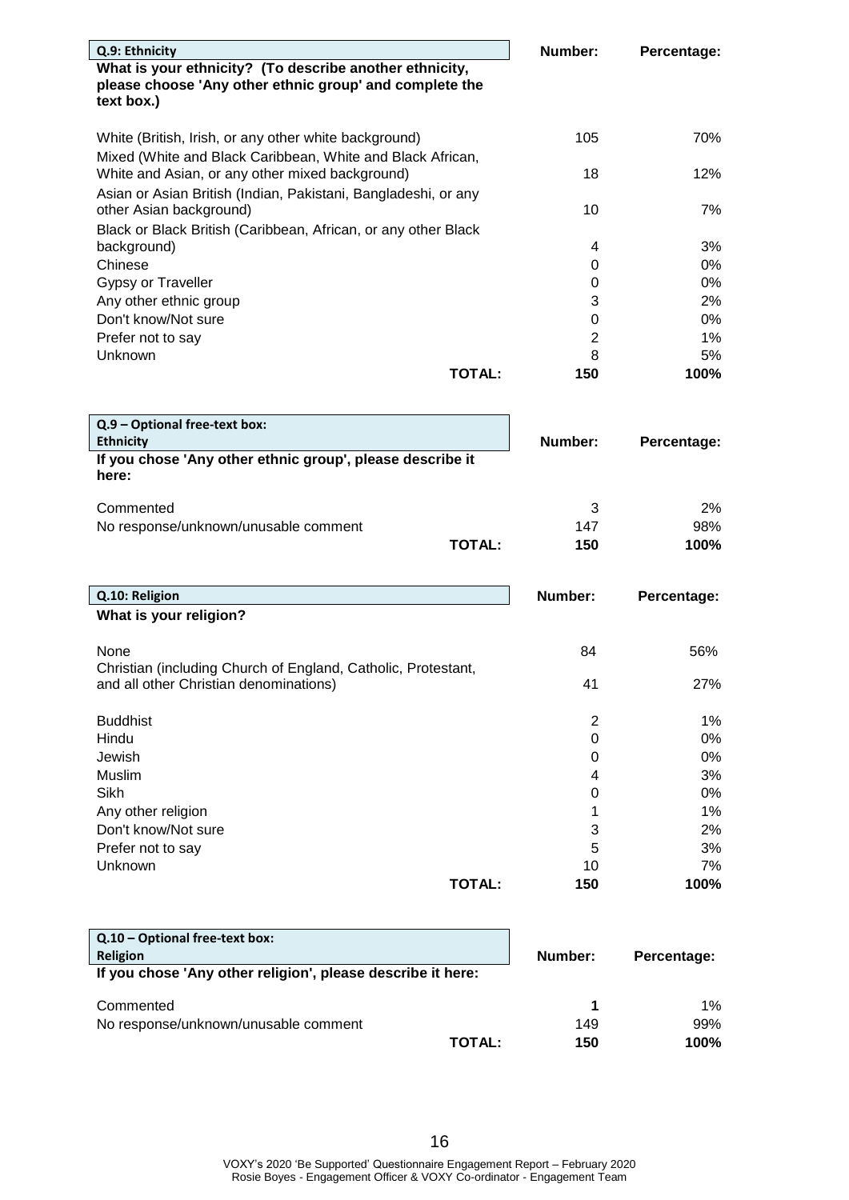| Q.9: Ethnicity | Number: | Percentage: |
|---|---|---|
| **What is your ethnicity? (To describe another ethnicity, please choose 'Any other ethnic group' and complete the text box.)** | | |
| White (British, Irish, or any other white background) | 105 | 70% |
| Mixed (White and Black Caribbean, White and Black African, White and Asian, or any other mixed background) | 18 | 12% |
| Asian or Asian British (Indian, Pakistani, Bangladeshi, or any other Asian background) | 10 | 7% |
| Black or Black British (Caribbean, African, or any other Black background) | 4 | 3% |
| Chinese | 0 | 0% |
| Gypsy or Traveller | 0 | 0% |
| Any other ethnic group | 3 | 2% |
| Don't know/Not sure | 0 | 0% |
| Prefer not to say | 2 | 1% |
| Unknown | 8 | 5% |
| **TOTAL:** | **150** | **100%** |

| Q.9 – Optional free-text box: Ethnicity | Number: | Percentage: |
|---|---|---|
| **If you chose 'Any other ethnic group', please describe it here:** | | |
| Commented | 3 | 2% |
| No response/unknown/unusable comment | 147 | 98% |
| **TOTAL:** | **150** | **100%** |

| Q.10: Religion | Number: | Percentage: |
|---|---|---|
| **What is your religion?** | | |
| None | 84 | 56% |
| Christian (including Church of England, Catholic, Protestant, and all other Christian denominations) | 41 | 27% |
| Buddhist | 2 | 1% |
| Hindu | 0 | 0% |
| Jewish | 0 | 0% |
| Muslim | 4 | 3% |
| Sikh | 0 | 0% |
| Any other religion | 1 | 1% |
| Don't know/Not sure | 3 | 2% |
| Prefer not to say | 5 | 3% |
| Unknown | 10 | 7% |
| **TOTAL:** | **150** | **100%** |

| Q.10 – Optional free-text box: Religion | Number: | Percentage: |
|---|---|---|
| **If you chose 'Any other religion', please describe it here:** | | |
| Commented | **1** | 1% |
| No response/unknown/unusable comment | 149 | 99% |
| **TOTAL:** | **150** | **100%** |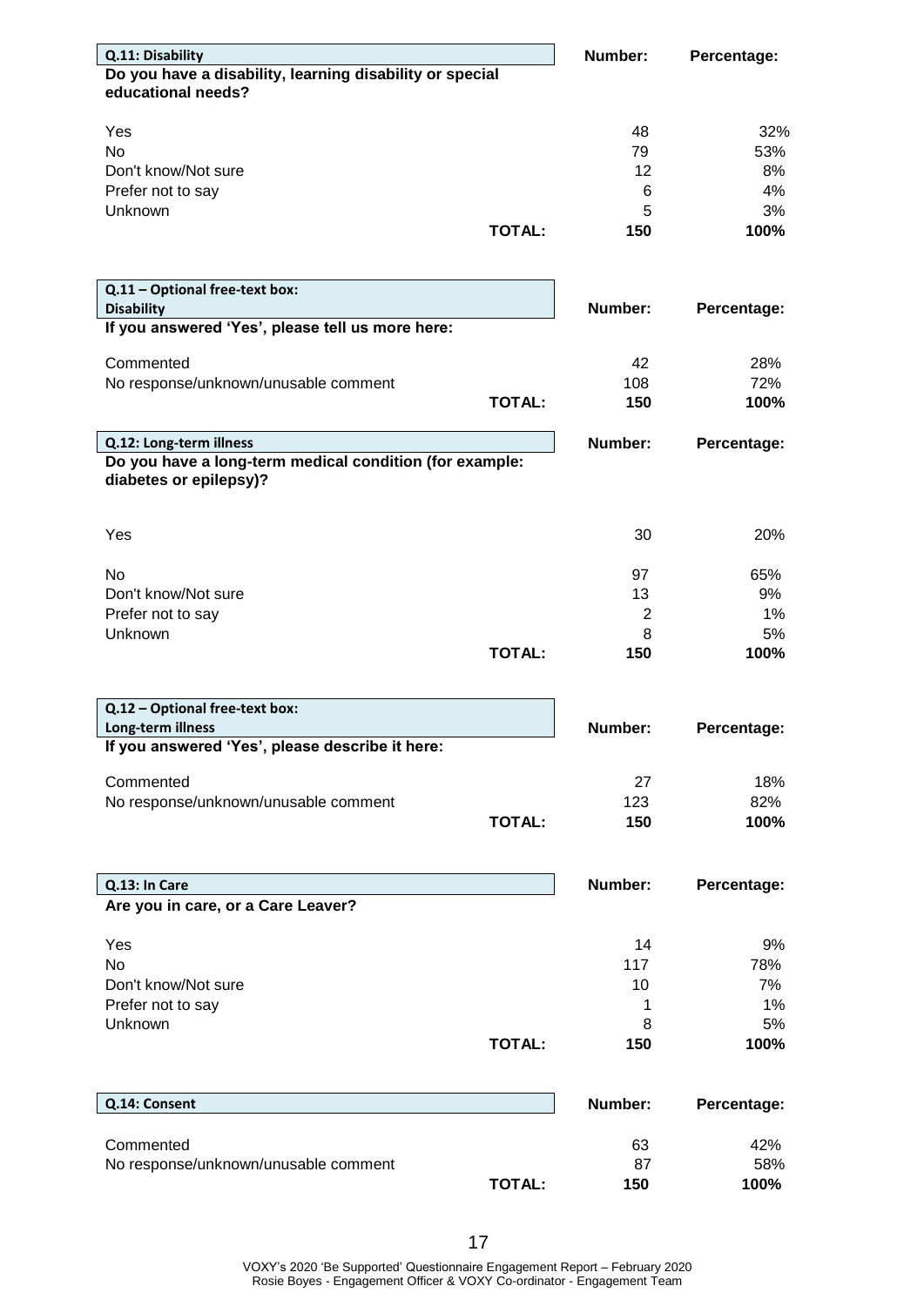| Q.11: Disability | | Number: | Percentage: |
|---|---|---|---|
| **Do you have a disability, learning disability or special educational needs?** | | | |
| Yes | | 48 | 32% |
| No | | 79 | 53% |
| Don't know/Not sure | | 12 | 8% |
| Prefer not to say | | 6 | 4% |
| Unknown | | 5 | 3% |
| | **TOTAL:** | **150** | **100%** |

| Q.11 – Optional free-text box: Disability | | Number: | Percentage: |
|---|---|---|---|
| **If you answered 'Yes', please tell us more here:** | | | |
| Commented | | 42 | 28% |
| No response/unknown/unusable comment | | 108 | 72% |
| | **TOTAL:** | **150** | **100%** |

| Q.12: Long-term illness | | Number: | Percentage: |
|---|---|---|---|
| **Do you have a long-term medical condition (for example: diabetes or epilepsy)?** | | | |
| Yes | | 30 | 20% |
| No | | 97 | 65% |
| Don't know/Not sure | | 13 | 9% |
| Prefer not to say | | 2 | 1% |
| Unknown | | 8 | 5% |
| | **TOTAL:** | **150** | **100%** |

| Q.12 – Optional free-text box: Long-term illness | | Number: | Percentage: |
|---|---|---|---|
| **If you answered 'Yes', please describe it here:** | | | |
| Commented | | 27 | 18% |
| No response/unknown/unusable comment | | 123 | 82% |
| | **TOTAL:** | **150** | **100%** |

| Q.13: In Care | | Number: | Percentage: |
|---|---|---|---|
| **Are you in care, or a Care Leaver?** | | | |
| Yes | | 14 | 9% |
| No | | 117 | 78% |
| Don't know/Not sure | | 10 | 7% |
| Prefer not to say | | 1 | 1% |
| Unknown | | 8 | 5% |
| | **TOTAL:** | **150** | **100%** |

| Q.14: Consent | | Number: | Percentage: |
|---|---|---|---|
| Commented | | 63 | 42% |
| No response/unknown/unusable comment | | 87 | 58% |
| | **TOTAL:** | **150** | **100%** |